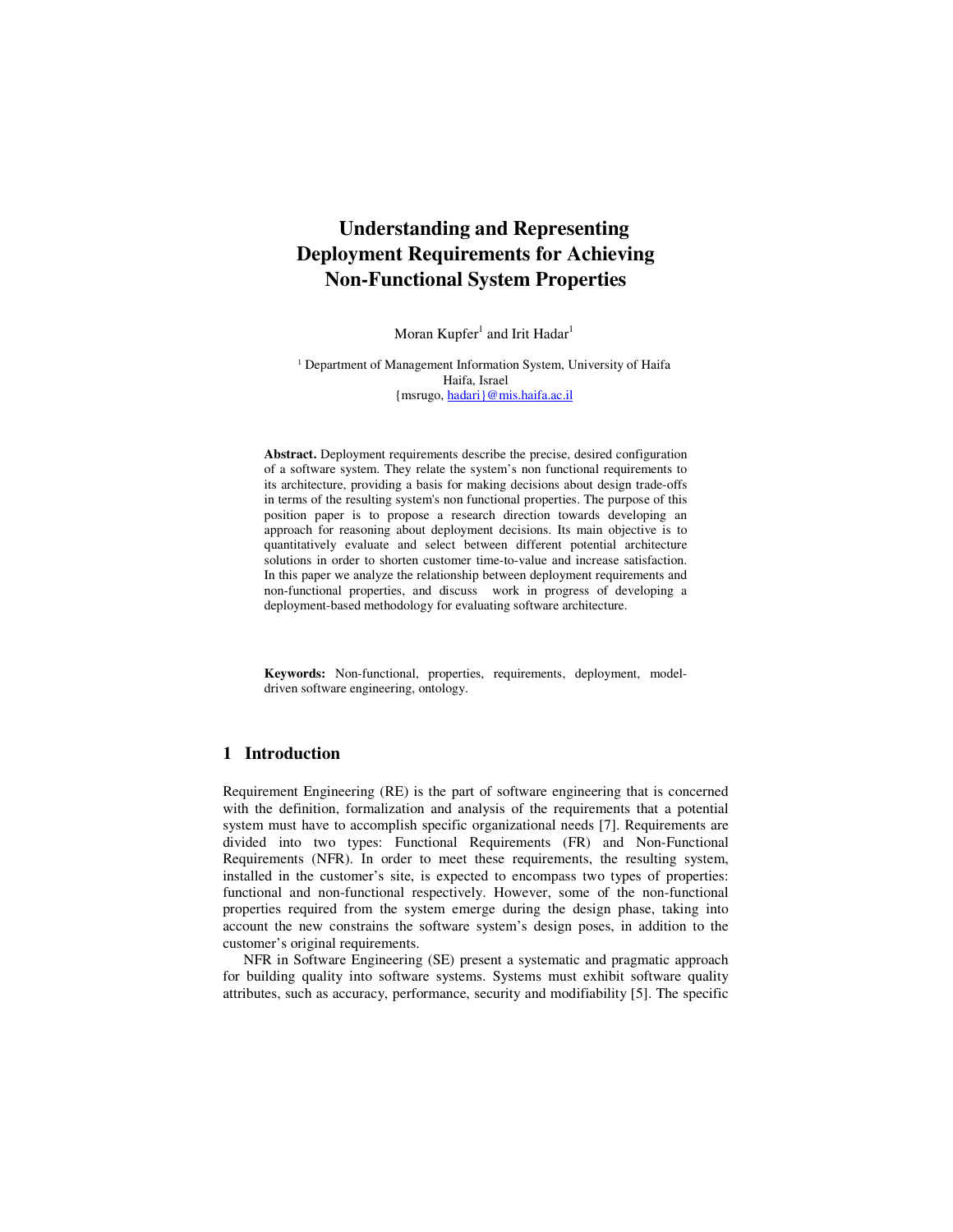# Understanding and Representing Deployment Requirements for Achieving Non-Functional System Properties

Moran Kupfer[1] and Irit Hadar[1]

[1] Department of Management Information System, University of Haifa
Haifa, Israel
{msrugo, hadari}@mis.haifa.ac.il

**Abstract.** Deployment requirements describe the precise, desired configuration of a software system. They relate the system's non functional requirements to its architecture, providing a basis for making decisions about design trade-offs in terms of the resulting system's non functional properties. The purpose of this position paper is to propose a research direction towards developing an approach for reasoning about deployment decisions. Its main objective is to quantitatively evaluate and select between different potential architecture solutions in order to shorten customer time-to-value and increase satisfaction. In this paper we analyze the relationship between deployment requirements and non-functional properties, and discuss work in progress of developing a deployment-based methodology for evaluating software architecture.

**Keywords:** Non-functional, properties, requirements, deployment, model-driven software engineering, ontology.

## 1 Introduction

Requirement Engineering (RE) is the part of software engineering that is concerned with the definition, formalization and analysis of the requirements that a potential system must have to accomplish specific organizational needs [7]. Requirements are divided into two types: Functional Requirements (FR) and Non-Functional Requirements (NFR). In order to meet these requirements, the resulting system, installed in the customer's site, is expected to encompass two types of properties: functional and non-functional respectively. However, some of the non-functional properties required from the system emerge during the design phase, taking into account the new constrains the software system's design poses, in addition to the customer's original requirements.

NFR in Software Engineering (SE) present a systematic and pragmatic approach for building quality into software systems. Systems must exhibit software quality attributes, such as accuracy, performance, security and modifiability [5]. The specific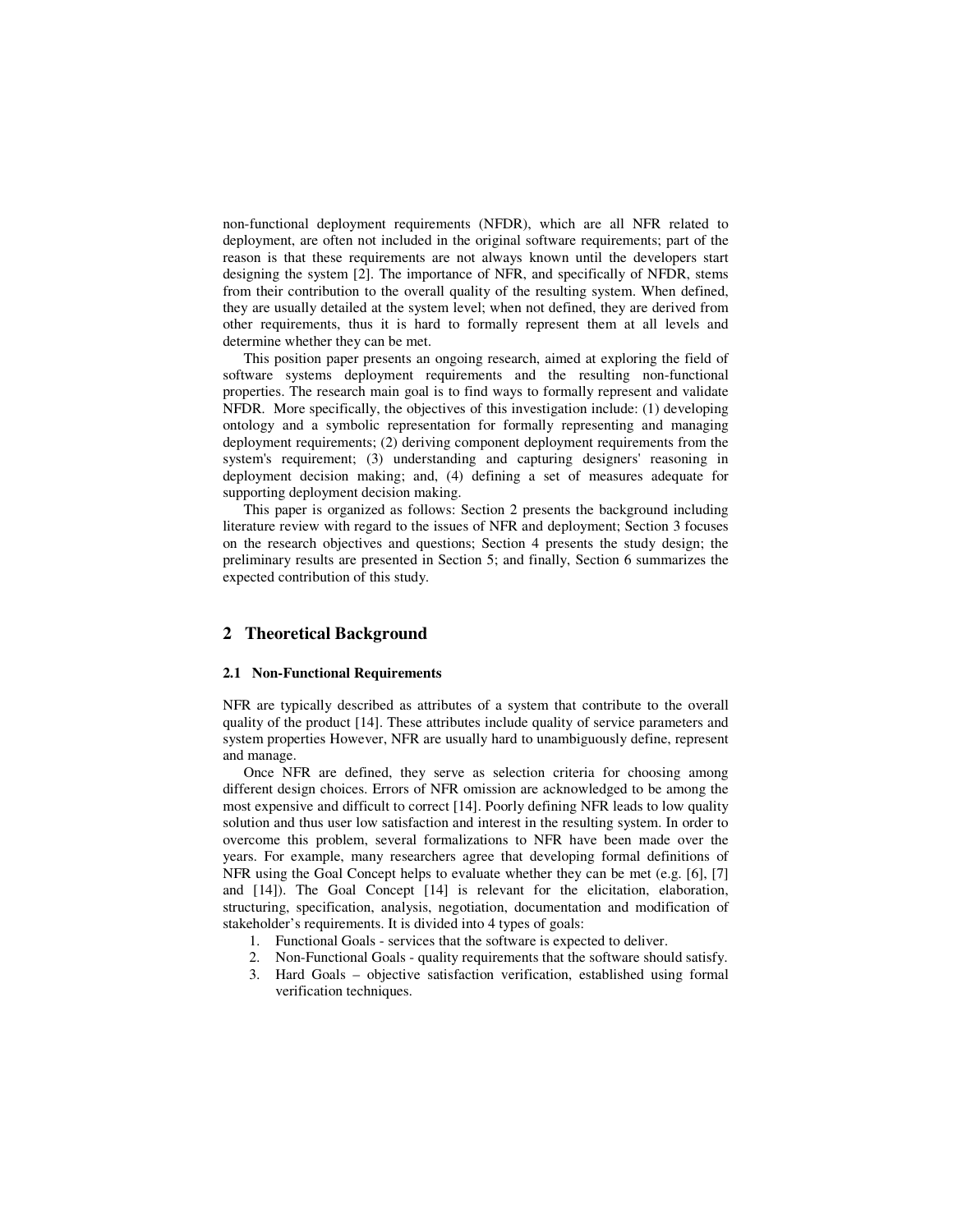non-functional deployment requirements (NFDR), which are all NFR related to deployment, are often not included in the original software requirements; part of the reason is that these requirements are not always known until the developers start designing the system [2]. The importance of NFR, and specifically of NFDR, stems from their contribution to the overall quality of the resulting system. When defined, they are usually detailed at the system level; when not defined, they are derived from other requirements, thus it is hard to formally represent them at all levels and determine whether they can be met.

This position paper presents an ongoing research, aimed at exploring the field of software systems deployment requirements and the resulting non-functional properties. The research main goal is to find ways to formally represent and validate NFDR. More specifically, the objectives of this investigation include: (1) developing ontology and a symbolic representation for formally representing and managing deployment requirements; (2) deriving component deployment requirements from the system's requirement; (3) understanding and capturing designers' reasoning in deployment decision making; and, (4) defining a set of measures adequate for supporting deployment decision making.

This paper is organized as follows: Section 2 presents the background including literature review with regard to the issues of NFR and deployment; Section 3 focuses on the research objectives and questions; Section 4 presents the study design; the preliminary results are presented in Section 5; and finally, Section 6 summarizes the expected contribution of this study.

## 2 Theoretical Background

### 2.1 Non-Functional Requirements

NFR are typically described as attributes of a system that contribute to the overall quality of the product [14]. These attributes include quality of service parameters and system properties However, NFR are usually hard to unambiguously define, represent and manage.

Once NFR are defined, they serve as selection criteria for choosing among different design choices. Errors of NFR omission are acknowledged to be among the most expensive and difficult to correct [14]. Poorly defining NFR leads to low quality solution and thus user low satisfaction and interest in the resulting system. In order to overcome this problem, several formalizations to NFR have been made over the years. For example, many researchers agree that developing formal definitions of NFR using the Goal Concept helps to evaluate whether they can be met (e.g. [6], [7] and [14]). The Goal Concept [14] is relevant for the elicitation, elaboration, structuring, specification, analysis, negotiation, documentation and modification of stakeholder's requirements. It is divided into 4 types of goals:

1. Functional Goals - services that the software is expected to deliver.
2. Non-Functional Goals - quality requirements that the software should satisfy.
3. Hard Goals – objective satisfaction verification, established using formal verification techniques.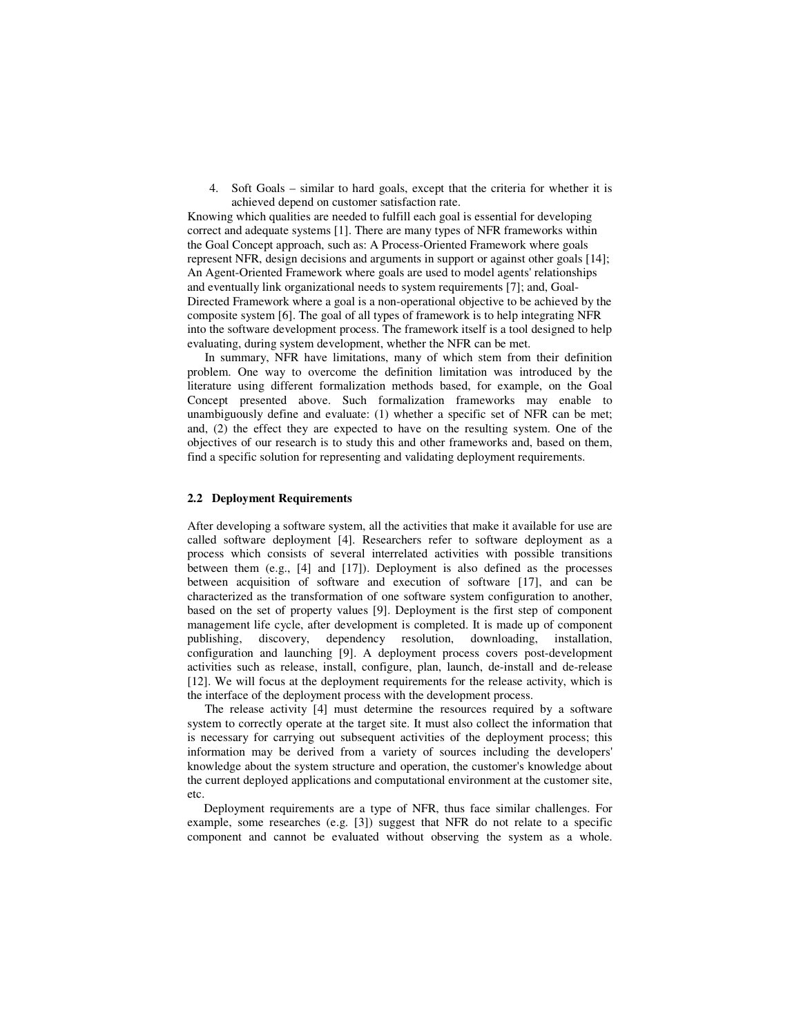4. Soft Goals – similar to hard goals, except that the criteria for whether it is achieved depend on customer satisfaction rate.

Knowing which qualities are needed to fulfill each goal is essential for developing correct and adequate systems [1]. There are many types of NFR frameworks within the Goal Concept approach, such as: A Process-Oriented Framework where goals represent NFR, design decisions and arguments in support or against other goals [14]; An Agent-Oriented Framework where goals are used to model agents' relationships and eventually link organizational needs to system requirements [7]; and, Goal-Directed Framework where a goal is a non-operational objective to be achieved by the composite system [6]. The goal of all types of framework is to help integrating NFR into the software development process. The framework itself is a tool designed to help evaluating, during system development, whether the NFR can be met.

In summary, NFR have limitations, many of which stem from their definition problem. One way to overcome the definition limitation was introduced by the literature using different formalization methods based, for example, on the Goal Concept presented above. Such formalization frameworks may enable to unambiguously define and evaluate: (1) whether a specific set of NFR can be met; and, (2) the effect they are expected to have on the resulting system. One of the objectives of our research is to study this and other frameworks and, based on them, find a specific solution for representing and validating deployment requirements.

### 2.2 Deployment Requirements

After developing a software system, all the activities that make it available for use are called software deployment [4]. Researchers refer to software deployment as a process which consists of several interrelated activities with possible transitions between them (e.g., [4] and [17]). Deployment is also defined as the processes between acquisition of software and execution of software [17], and can be characterized as the transformation of one software system configuration to another, based on the set of property values [9]. Deployment is the first step of component management life cycle, after development is completed. It is made up of component publishing, discovery, dependency resolution, downloading, installation, configuration and launching [9]. A deployment process covers post-development activities such as release, install, configure, plan, launch, de-install and de-release [12]. We will focus at the deployment requirements for the release activity, which is the interface of the deployment process with the development process.

The release activity [4] must determine the resources required by a software system to correctly operate at the target site. It must also collect the information that is necessary for carrying out subsequent activities of the deployment process; this information may be derived from a variety of sources including the developers' knowledge about the system structure and operation, the customer's knowledge about the current deployed applications and computational environment at the customer site, etc.

Deployment requirements are a type of NFR, thus face similar challenges. For example, some researches (e.g. [3]) suggest that NFR do not relate to a specific component and cannot be evaluated without observing the system as a whole.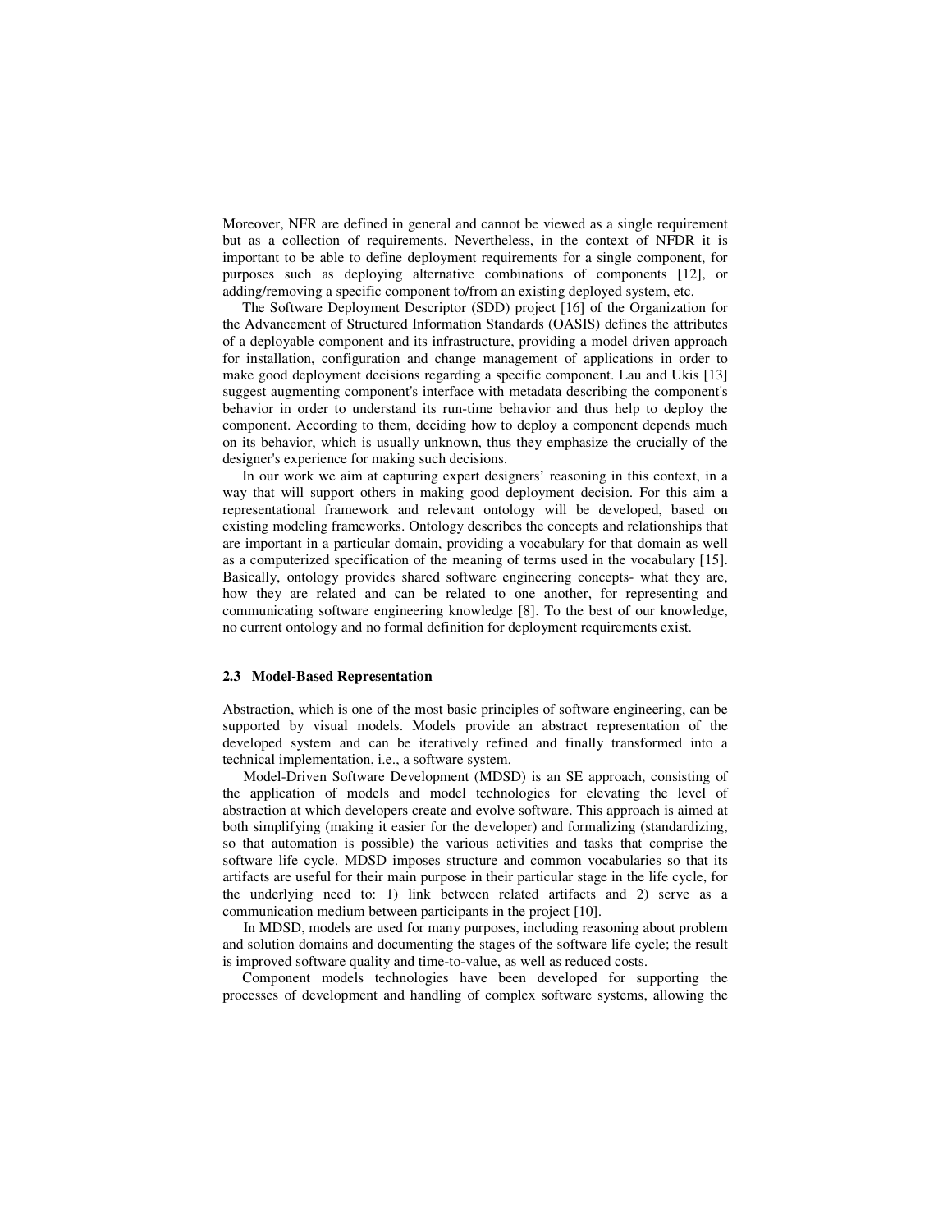Moreover, NFR are defined in general and cannot be viewed as a single requirement but as a collection of requirements. Nevertheless, in the context of NFDR it is important to be able to define deployment requirements for a single component, for purposes such as deploying alternative combinations of components [12], or adding/removing a specific component to/from an existing deployed system, etc.

The Software Deployment Descriptor (SDD) project [16] of the Organization for the Advancement of Structured Information Standards (OASIS) defines the attributes of a deployable component and its infrastructure, providing a model driven approach for installation, configuration and change management of applications in order to make good deployment decisions regarding a specific component. Lau and Ukis [13] suggest augmenting component's interface with metadata describing the component's behavior in order to understand its run-time behavior and thus help to deploy the component. According to them, deciding how to deploy a component depends much on its behavior, which is usually unknown, thus they emphasize the crucially of the designer's experience for making such decisions.

In our work we aim at capturing expert designers' reasoning in this context, in a way that will support others in making good deployment decision. For this aim a representational framework and relevant ontology will be developed, based on existing modeling frameworks. Ontology describes the concepts and relationships that are important in a particular domain, providing a vocabulary for that domain as well as a computerized specification of the meaning of terms used in the vocabulary [15]. Basically, ontology provides shared software engineering concepts- what they are, how they are related and can be related to one another, for representing and communicating software engineering knowledge [8]. To the best of our knowledge, no current ontology and no formal definition for deployment requirements exist.

### 2.3 Model-Based Representation

Abstraction, which is one of the most basic principles of software engineering, can be supported by visual models. Models provide an abstract representation of the developed system and can be iteratively refined and finally transformed into a technical implementation, i.e., a software system.

Model-Driven Software Development (MDSD) is an SE approach, consisting of the application of models and model technologies for elevating the level of abstraction at which developers create and evolve software. This approach is aimed at both simplifying (making it easier for the developer) and formalizing (standardizing, so that automation is possible) the various activities and tasks that comprise the software life cycle. MDSD imposes structure and common vocabularies so that its artifacts are useful for their main purpose in their particular stage in the life cycle, for the underlying need to: 1) link between related artifacts and 2) serve as a communication medium between participants in the project [10].

In MDSD, models are used for many purposes, including reasoning about problem and solution domains and documenting the stages of the software life cycle; the result is improved software quality and time-to-value, as well as reduced costs.

Component models technologies have been developed for supporting the processes of development and handling of complex software systems, allowing the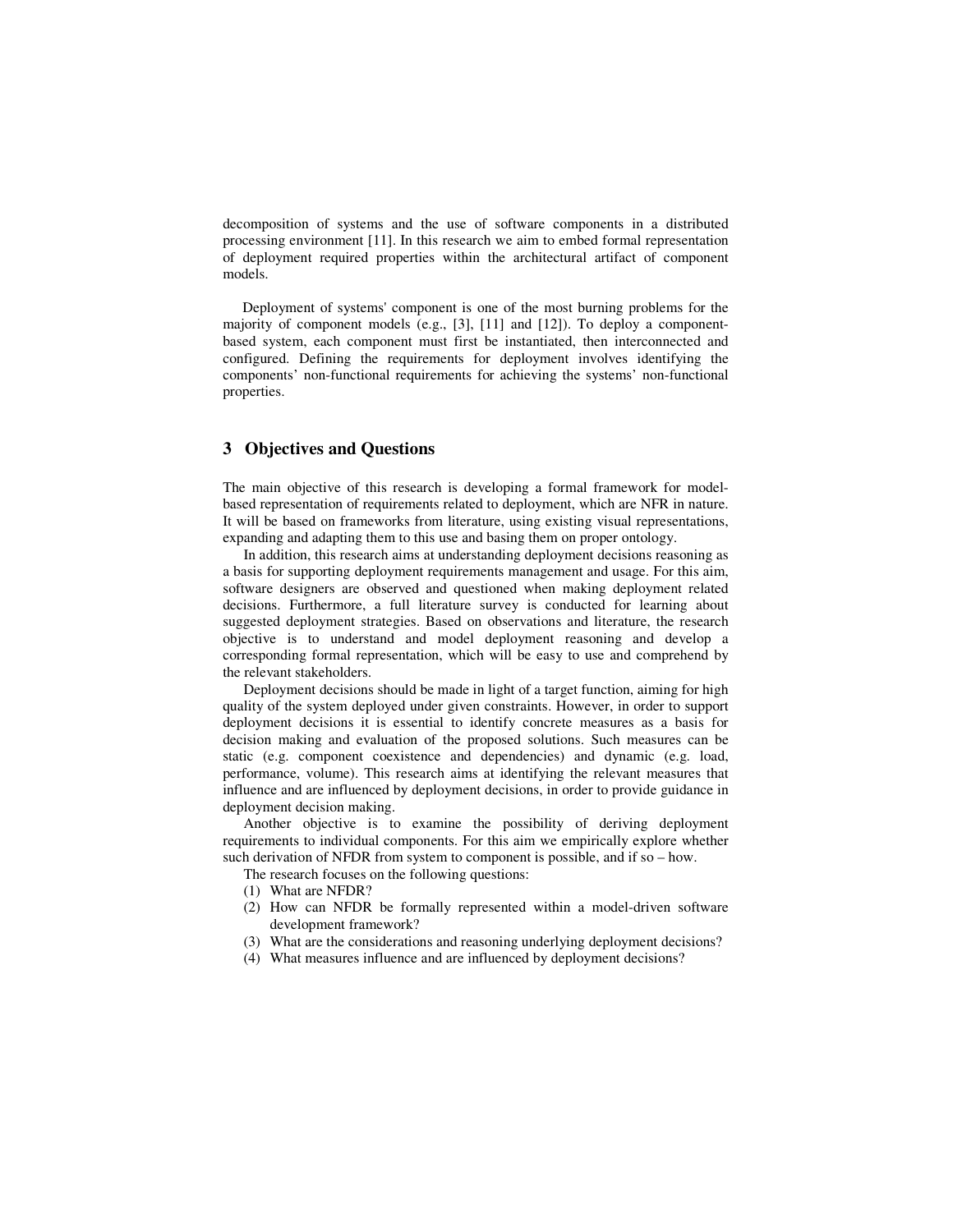decomposition of systems and the use of software components in a distributed processing environment [11]. In this research we aim to embed formal representation of deployment required properties within the architectural artifact of component models.

Deployment of systems' component is one of the most burning problems for the majority of component models (e.g., [3], [11] and [12]). To deploy a component-based system, each component must first be instantiated, then interconnected and configured. Defining the requirements for deployment involves identifying the components' non-functional requirements for achieving the systems' non-functional properties.

## 3 Objectives and Questions

The main objective of this research is developing a formal framework for model-based representation of requirements related to deployment, which are NFR in nature. It will be based on frameworks from literature, using existing visual representations, expanding and adapting them to this use and basing them on proper ontology.

In addition, this research aims at understanding deployment decisions reasoning as a basis for supporting deployment requirements management and usage. For this aim, software designers are observed and questioned when making deployment related decisions. Furthermore, a full literature survey is conducted for learning about suggested deployment strategies. Based on observations and literature, the research objective is to understand and model deployment reasoning and develop a corresponding formal representation, which will be easy to use and comprehend by the relevant stakeholders.

Deployment decisions should be made in light of a target function, aiming for high quality of the system deployed under given constraints. However, in order to support deployment decisions it is essential to identify concrete measures as a basis for decision making and evaluation of the proposed solutions. Such measures can be static (e.g. component coexistence and dependencies) and dynamic (e.g. load, performance, volume). This research aims at identifying the relevant measures that influence and are influenced by deployment decisions, in order to provide guidance in deployment decision making.

Another objective is to examine the possibility of deriving deployment requirements to individual components. For this aim we empirically explore whether such derivation of NFDR from system to component is possible, and if so – how.

The research focuses on the following questions:

(1) What are NFDR?
(2) How can NFDR be formally represented within a model-driven software development framework?
(3) What are the considerations and reasoning underlying deployment decisions?
(4) What measures influence and are influenced by deployment decisions?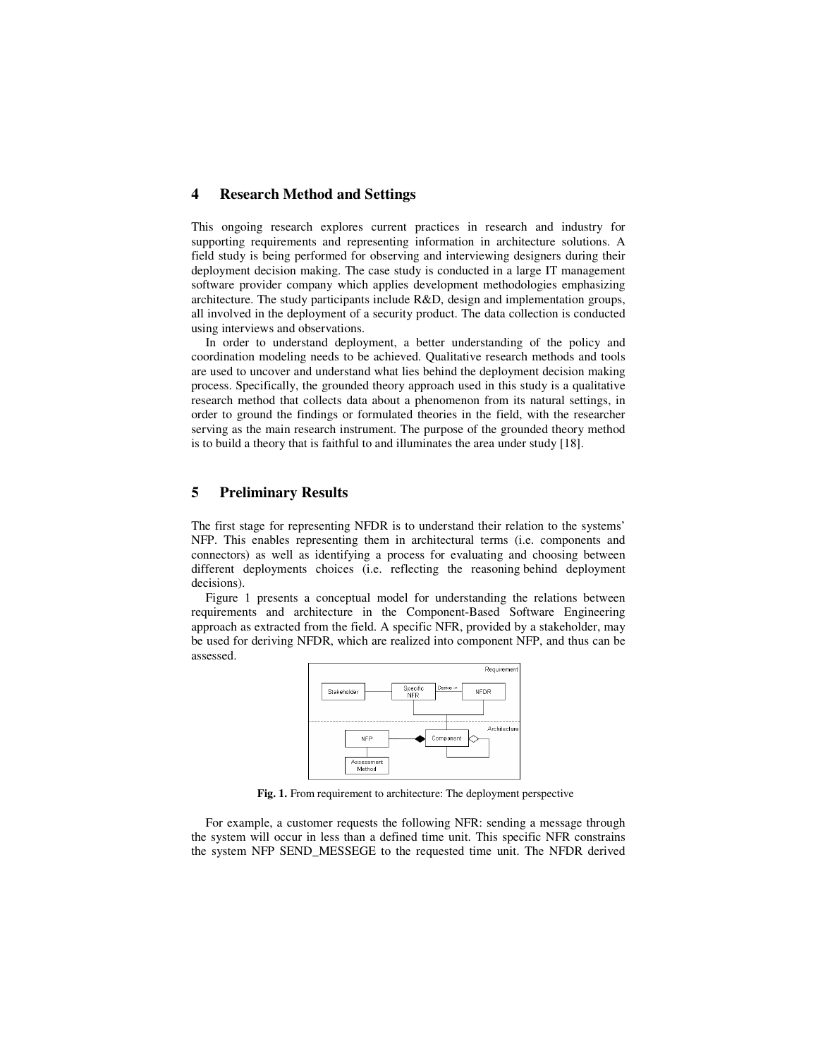## 4 Research Method and Settings

This ongoing research explores current practices in research and industry for supporting requirements and representing information in architecture solutions. A field study is being performed for observing and interviewing designers during their deployment decision making. The case study is conducted in a large IT management software provider company which applies development methodologies emphasizing architecture. The study participants include R&D, design and implementation groups, all involved in the deployment of a security product. The data collection is conducted using interviews and observations.

In order to understand deployment, a better understanding of the policy and coordination modeling needs to be achieved. Qualitative research methods and tools are used to uncover and understand what lies behind the deployment decision making process. Specifically, the grounded theory approach used in this study is a qualitative research method that collects data about a phenomenon from its natural settings, in order to ground the findings or formulated theories in the field, with the researcher serving as the main research instrument. The purpose of the grounded theory method is to build a theory that is faithful to and illuminates the area under study [18].

## 5 Preliminary Results

The first stage for representing NFDR is to understand their relation to the systems' NFP. This enables representing them in architectural terms (i.e. components and connectors) as well as identifying a process for evaluating and choosing between different deployments choices (i.e. reflecting the reasoning behind deployment decisions).

Figure 1 presents a conceptual model for understanding the relations between requirements and architecture in the Component-Based Software Engineering approach as extracted from the field. A specific NFR, provided by a stakeholder, may be used for deriving NFDR, which are realized into component NFP, and thus can be assessed.

**Fig. 1.** From requirement to architecture: The deployment perspective

For example, a customer requests the following NFR: sending a message through the system will occur in less than a defined time unit. This specific NFR constrains the system NFP SEND_MESSEGE to the requested time unit. The NFDR derived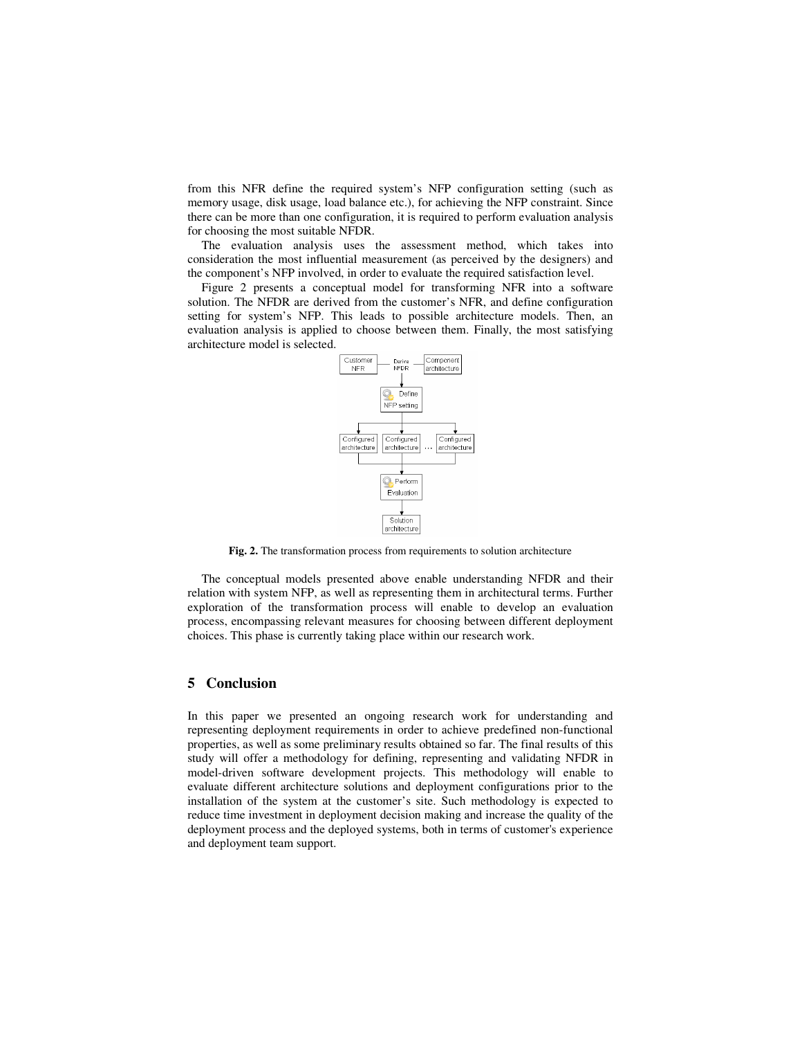from this NFR define the required system's NFP configuration setting (such as memory usage, disk usage, load balance etc.), for achieving the NFP constraint. Since there can be more than one configuration, it is required to perform evaluation analysis for choosing the most suitable NFDR.

The evaluation analysis uses the assessment method, which takes into consideration the most influential measurement (as perceived by the designers) and the component's NFP involved, in order to evaluate the required satisfaction level.

Figure 2 presents a conceptual model for transforming NFR into a software solution. The NFDR are derived from the customer's NFR, and define configuration setting for system's NFP. This leads to possible architecture models. Then, an evaluation analysis is applied to choose between them. Finally, the most satisfying architecture model is selected.

**Fig. 2.** The transformation process from requirements to solution architecture

The conceptual models presented above enable understanding NFDR and their relation with system NFP, as well as representing them in architectural terms. Further exploration of the transformation process will enable to develop an evaluation process, encompassing relevant measures for choosing between different deployment choices. This phase is currently taking place within our research work.

## 5 Conclusion

In this paper we presented an ongoing research work for understanding and representing deployment requirements in order to achieve predefined non-functional properties, as well as some preliminary results obtained so far. The final results of this study will offer a methodology for defining, representing and validating NFDR in model-driven software development projects. This methodology will enable to evaluate different architecture solutions and deployment configurations prior to the installation of the system at the customer's site. Such methodology is expected to reduce time investment in deployment decision making and increase the quality of the deployment process and the deployed systems, both in terms of customer's experience and deployment team support.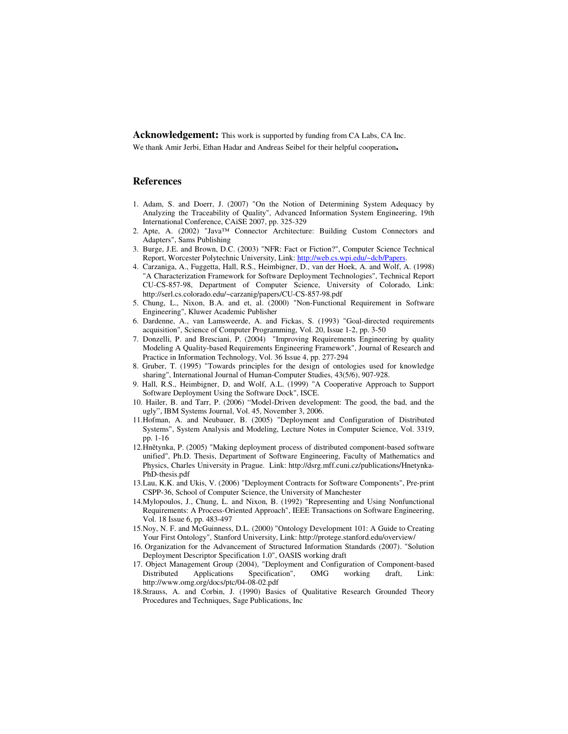**Acknowledgement:** This work is supported by funding from CA Labs, CA Inc. We thank Amir Jerbi, Ethan Hadar and Andreas Seibel for their helpful cooperation**.**

## References

1. Adam, S. and Doerr, J. (2007) "On the Notion of Determining System Adequacy by Analyzing the Traceability of Quality", Advanced Information System Engineering, 19th International Conference, CAiSE 2007, pp. 325-329
2. Apte, A. (2002) "Java™ Connector Architecture: Building Custom Connectors and Adapters", Sams Publishing
3. Burge, J.E. and Brown, D.C. (2003) "NFR: Fact or Fiction?", Computer Science Technical Report, Worcester Polytechnic University, Link: http://web.cs.wpi.edu/~dcb/Papers.
4. Carzaniga, A., Fuggetta, Hall, R.S., Heimbigner, D., van der Hoek, A. and Wolf, A. (1998) "A Characterization Framework for Software Deployment Technologies", Technical Report CU-CS-857-98, Department of Computer Science, University of Colorado, Link: http://serl.cs.colorado.edu/~carzanig/papers/CU-CS-857-98.pdf
5. Chung, L., Nixon, B.A. and et, al. (2000) "Non-Functional Requirement in Software Engineering", Kluwer Academic Publisher
6. Dardenne, A., van Lamsweerde, A. and Fickas, S. (1993) "Goal-directed requirements acquisition", Science of Computer Programming, Vol. 20, Issue 1-2, pp. 3-50
7. Donzelli, P. and Bresciani, P. (2004) "Improving Requirements Engineering by quality Modeling A Quality-based Requirements Engineering Framework", Journal of Research and Practice in Information Technology, Vol. 36 Issue 4, pp. 277-294
8. Gruber, T. (1995) "Towards principles for the design of ontologies used for knowledge sharing", International Journal of Human-Computer Studies, 43(5/6), 907-928.
9. Hall, R.S., Heimbigner, D, and Wolf, A.L. (1999) "A Cooperative Approach to Support Software Deployment Using the Software Dock", ISCE.
10. Hailer, B. and Tarr, P. (2006) "Model-Driven development: The good, the bad, and the ugly", IBM Systems Journal, Vol. 45, November 3, 2006.
11. Hofman, A. and Neubauer, B. (2005) "Deployment and Configuration of Distributed Systems", System Analysis and Modeling, Lecture Notes in Computer Science, Vol. 3319, pp. 1-16
12. Hnětynka, P. (2005) "Making deployment process of distributed component-based software unified", Ph.D. Thesis, Department of Software Engineering, Faculty of Mathematics and Physics, Charles University in Prague. Link: http://dsrg.mff.cuni.cz/publications/Hnetynka-PhD-thesis.pdf
13. Lau, K.K. and Ukis, V. (2006) "Deployment Contracts for Software Components", Pre-print CSPP-36, School of Computer Science, the University of Manchester
14. Mylopoulos, J., Chung, L. and Nixon, B. (1992) "Representing and Using Nonfunctional Requirements: A Process-Oriented Approach", IEEE Transactions on Software Engineering, Vol. 18 Issue 6, pp. 483-497
15. Noy, N. F. and McGuinness, D.L. (2000) "Ontology Development 101: A Guide to Creating Your First Ontology", Stanford University, Link: http://protege.stanford.edu/overview/
16. Organization for the Advancement of Structured Information Standards (2007). "Solution Deployment Descriptor Specification 1.0", OASIS working draft
17. Object Management Group (2004), "Deployment and Configuration of Component-based Distributed Applications Specification", OMG working draft, Link: http://www.omg.org/docs/ptc/04-08-02.pdf
18. Strauss, A. and Corbin, J. (1990) Basics of Qualitative Research Grounded Theory Procedures and Techniques, Sage Publications, Inc